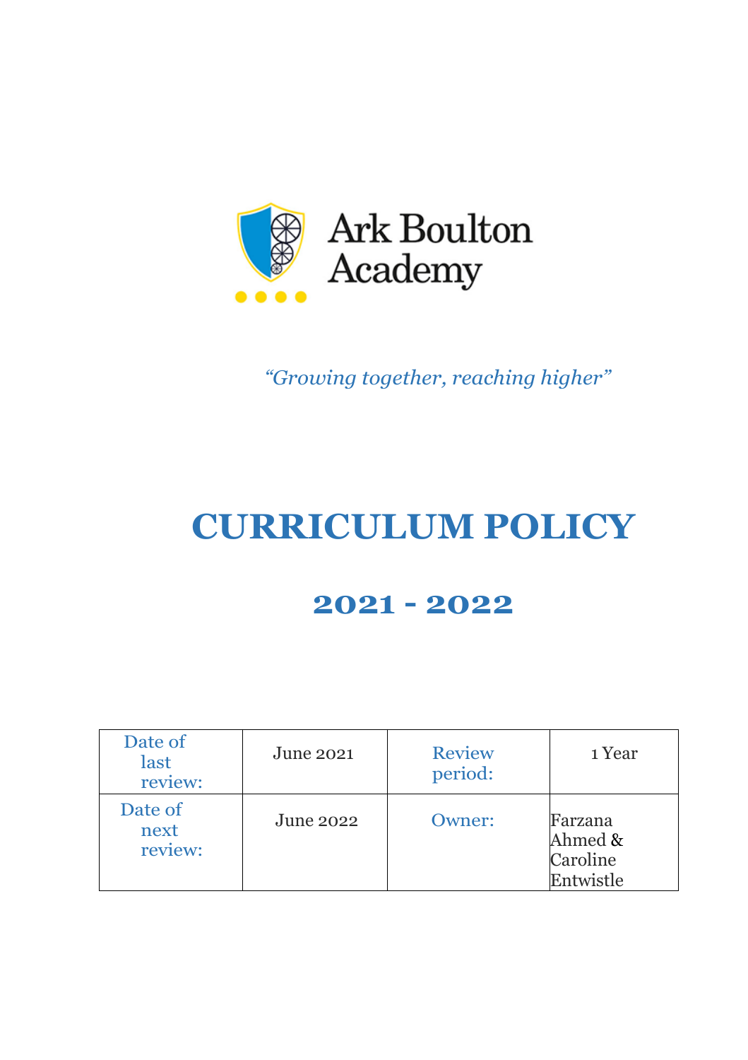Ark Boulton Academy

*“Growing together, reaching higher”*

# CURRICULUM POLICY

## 2021 - 2022

| Date of last review: | June 2021 | Review period: | 1 Year |
|---|---|---|---|
| Date of next review: | June 2022 | Owner: | Farzana Ahmed & Caroline Entwistle |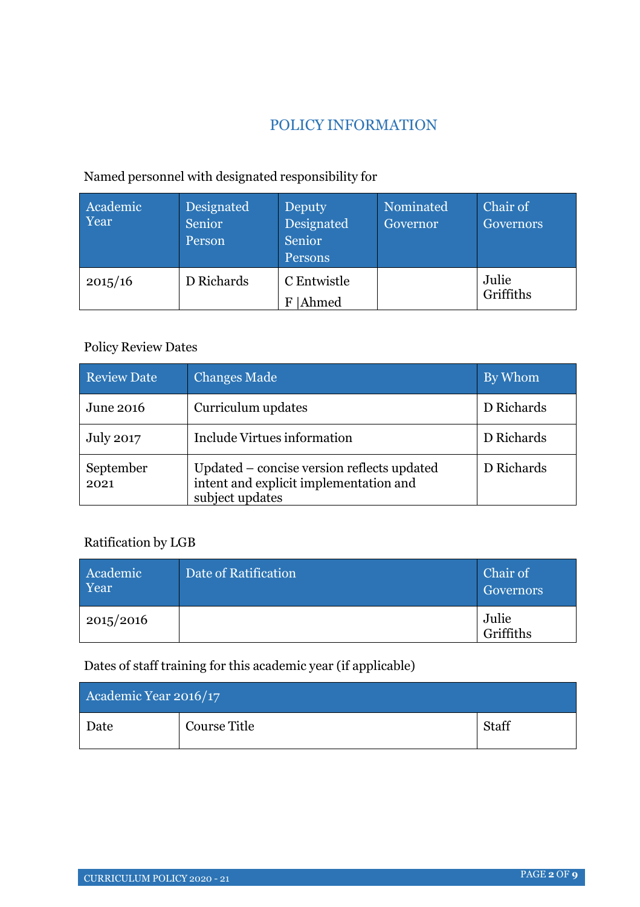# POLICY INFORMATION

Named personnel with designated responsibility for

| Academic Year | Designated Senior Person | Deputy Designated Senior Persons | Nominated Governor | Chair of Governors |
|---|---|---|---|---|
| 2015/16 | D Richards | C Entwistle<br>F \|Ahmed | | Julie Griffiths |

Policy Review Dates

| Review Date | Changes Made | By Whom |
|---|---|---|
| June 2016 | Curriculum updates | D Richards |
| July 2017 | Include Virtues information | D Richards |
| September 2021 | Updated – concise version reflects updated intent and explicit implementation and subject updates | D Richards |

Ratification by LGB

| Academic Year | Date of Ratification | Chair of Governors |
|---|---|---|
| 2015/2016 | | Julie Griffiths |

Dates of staff training for this academic year (if applicable)

| Academic Year 2016/17 | | |
|---|---|---|
| Date | Course Title | Staff |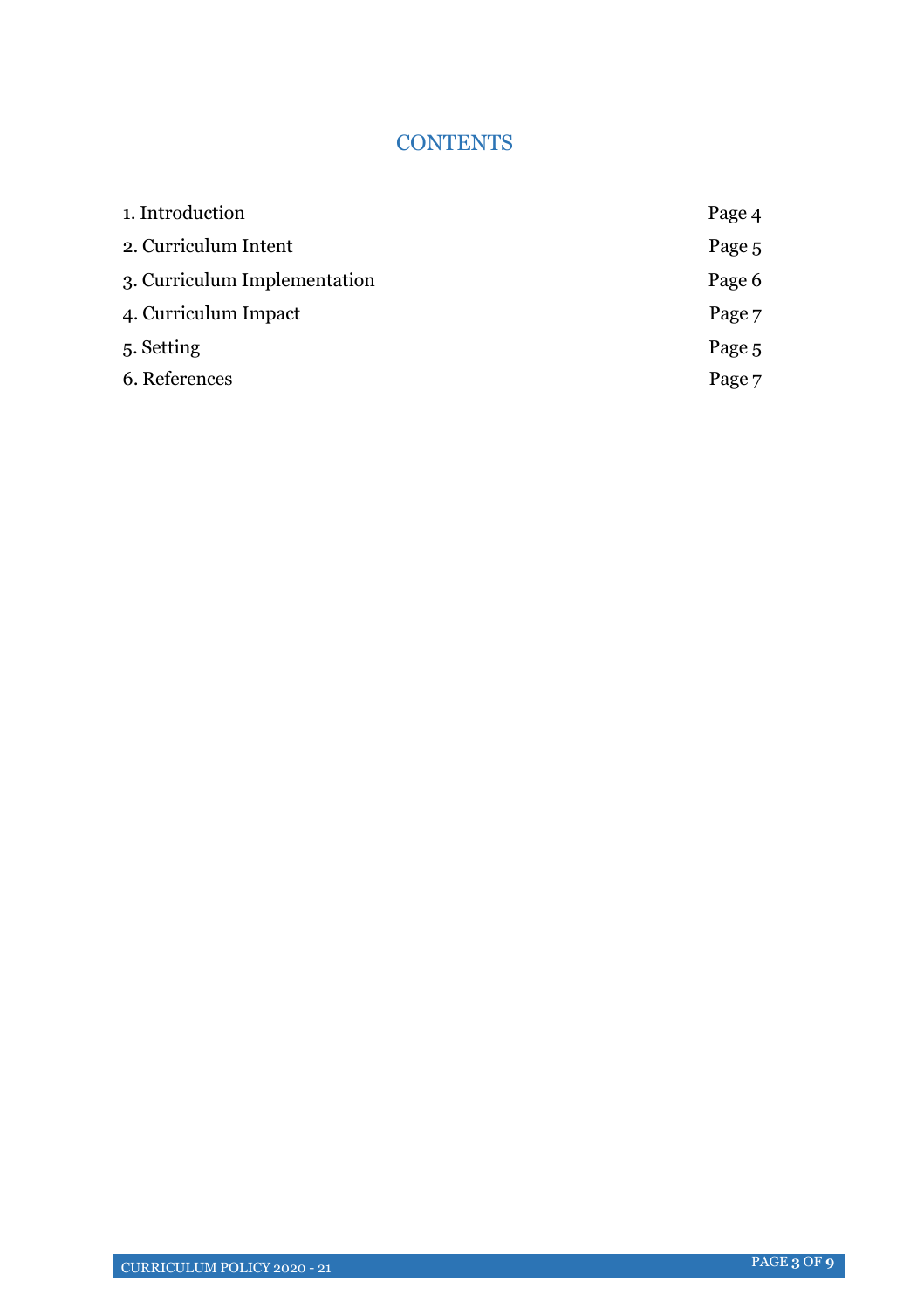# CONTENTS

| | |
|---|---|
| 1. Introduction | Page 4 |
| 2. Curriculum Intent | Page 5 |
| 3. Curriculum Implementation | Page 6 |
| 4. Curriculum Impact | Page 7 |
| 5. Setting | Page 5 |
| 6. References | Page 7 |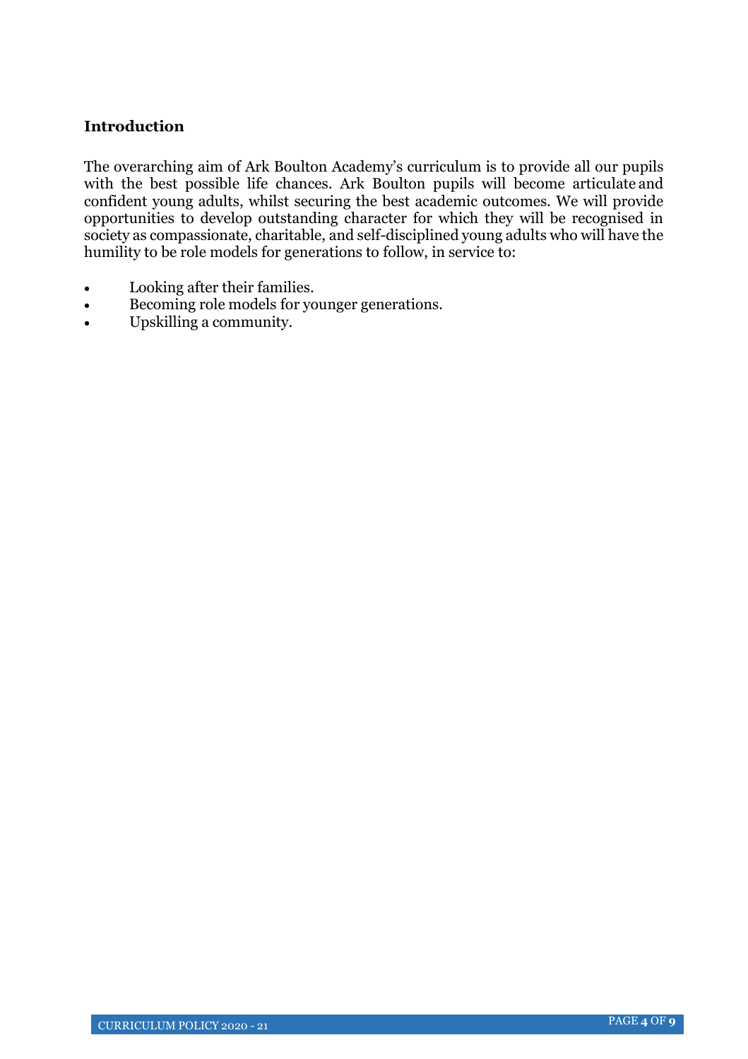**Introduction**

The overarching aim of Ark Boulton Academy's curriculum is to provide all our pupils with the best possible life chances. Ark Boulton pupils will become articulate and confident young adults, whilst securing the best academic outcomes. We will provide opportunities to develop outstanding character for which they will be recognised in society as compassionate, charitable, and self-disciplined young adults who will have the humility to be role models for generations to follow, in service to:

- Looking after their families.
- Becoming role models for younger generations.
- Upskilling a community.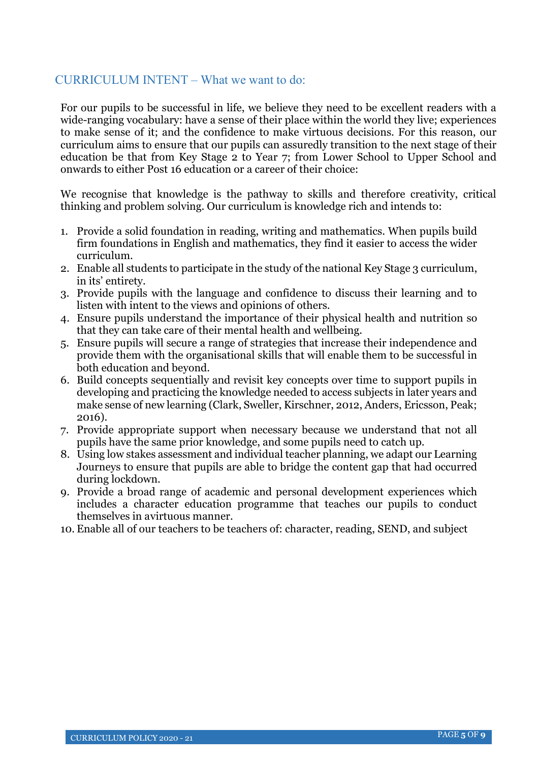## CURRICULUM INTENT – What we want to do:

For our pupils to be successful in life, we believe they need to be excellent readers with a wide-ranging vocabulary: have a sense of their place within the world they live; experiences to make sense of it; and the confidence to make virtuous decisions. For this reason, our curriculum aims to ensure that our pupils can assuredly transition to the next stage of their education be that from Key Stage 2 to Year 7; from Lower School to Upper School and onwards to either Post 16 education or a career of their choice:

We recognise that knowledge is the pathway to skills and therefore creativity, critical thinking and problem solving. Our curriculum is knowledge rich and intends to:

1. Provide a solid foundation in reading, writing and mathematics. When pupils build firm foundations in English and mathematics, they find it easier to access the wider curriculum.
2. Enable all students to participate in the study of the national Key Stage 3 curriculum, in its' entirety.
3. Provide pupils with the language and confidence to discuss their learning and to listen with intent to the views and opinions of others.
4. Ensure pupils understand the importance of their physical health and nutrition so that they can take care of their mental health and wellbeing.
5. Ensure pupils will secure a range of strategies that increase their independence and provide them with the organisational skills that will enable them to be successful in both education and beyond.
6. Build concepts sequentially and revisit key concepts over time to support pupils in developing and practicing the knowledge needed to access subjects in later years and make sense of new learning (Clark, Sweller, Kirschner, 2012, Anders, Ericsson, Peak; 2016).
7. Provide appropriate support when necessary because we understand that not all pupils have the same prior knowledge, and some pupils need to catch up.
8. Using low stakes assessment and individual teacher planning, we adapt our Learning Journeys to ensure that pupils are able to bridge the content gap that had occurred during lockdown.
9. Provide a broad range of academic and personal development experiences which includes a character education programme that teaches our pupils to conduct themselves in avirtuous manner.
10. Enable all of our teachers to be teachers of: character, reading, SEND, and subject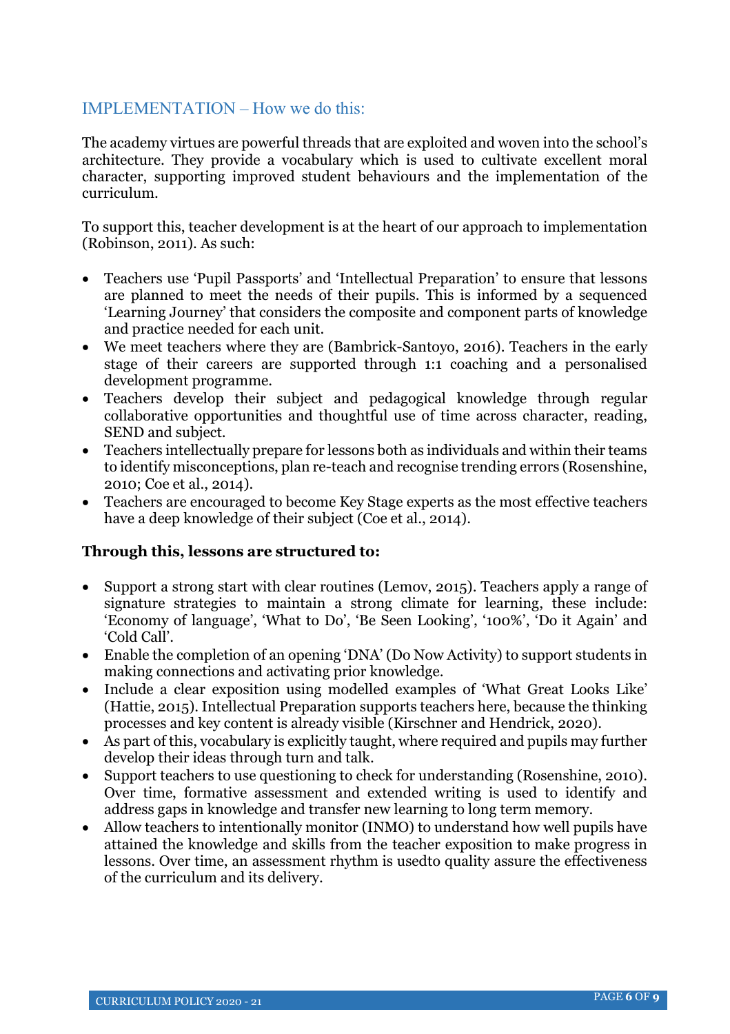## IMPLEMENTATION – How we do this:

The academy virtues are powerful threads that are exploited and woven into the school's architecture. They provide a vocabulary which is used to cultivate excellent moral character, supporting improved student behaviours and the implementation of the curriculum.

To support this, teacher development is at the heart of our approach to implementation (Robinson, 2011). As such:

- Teachers use 'Pupil Passports' and 'Intellectual Preparation' to ensure that lessons are planned to meet the needs of their pupils. This is informed by a sequenced 'Learning Journey' that considers the composite and component parts of knowledge and practice needed for each unit.
- We meet teachers where they are (Bambrick-Santoyo, 2016). Teachers in the early stage of their careers are supported through 1:1 coaching and a personalised development programme.
- Teachers develop their subject and pedagogical knowledge through regular collaborative opportunities and thoughtful use of time across character, reading, SEND and subject.
- Teachers intellectually prepare for lessons both as individuals and within their teams to identify misconceptions, plan re-teach and recognise trending errors (Rosenshine, 2010; Coe et al., 2014).
- Teachers are encouraged to become Key Stage experts as the most effective teachers have a deep knowledge of their subject (Coe et al., 2014).

**Through this, lessons are structured to:**

- Support a strong start with clear routines (Lemov, 2015). Teachers apply a range of signature strategies to maintain a strong climate for learning, these include: 'Economy of language', 'What to Do', 'Be Seen Looking', '100%', 'Do it Again' and 'Cold Call'.
- Enable the completion of an opening 'DNA' (Do Now Activity) to support students in making connections and activating prior knowledge.
- Include a clear exposition using modelled examples of 'What Great Looks Like' (Hattie, 2015). Intellectual Preparation supports teachers here, because the thinking processes and key content is already visible (Kirschner and Hendrick, 2020).
- As part of this, vocabulary is explicitly taught, where required and pupils may further develop their ideas through turn and talk.
- Support teachers to use questioning to check for understanding (Rosenshine, 2010). Over time, formative assessment and extended writing is used to identify and address gaps in knowledge and transfer new learning to long term memory.
- Allow teachers to intentionally monitor (INMO) to understand how well pupils have attained the knowledge and skills from the teacher exposition to make progress in lessons. Over time, an assessment rhythm is usedto quality assure the effectiveness of the curriculum and its delivery.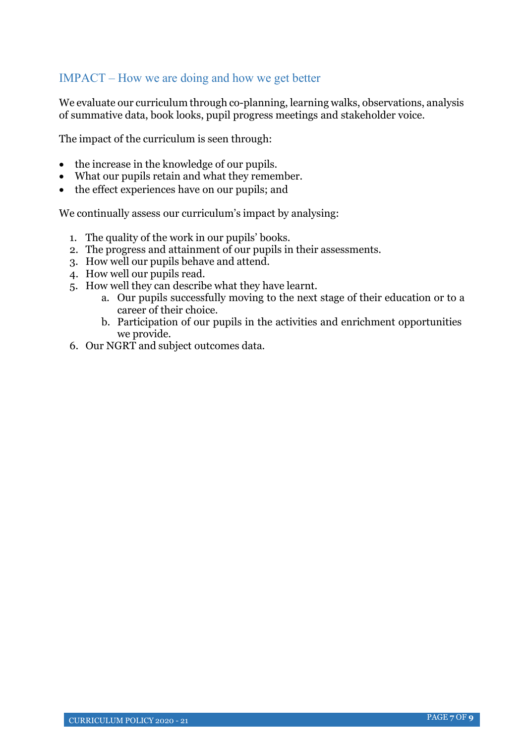## IMPACT – How we are doing and how we get better

We evaluate our curriculum through co-planning, learning walks, observations, analysis of summative data, book looks, pupil progress meetings and stakeholder voice.

The impact of the curriculum is seen through:

- the increase in the knowledge of our pupils.
- What our pupils retain and what they remember.
- the effect experiences have on our pupils; and

We continually assess our curriculum's impact by analysing:

1. The quality of the work in our pupils' books.
2. The progress and attainment of our pupils in their assessments.
3. How well our pupils behave and attend.
4. How well our pupils read.
5. How well they can describe what they have learnt.
   a. Our pupils successfully moving to the next stage of their education or to a career of their choice.
   b. Participation of our pupils in the activities and enrichment opportunities we provide.
6. Our NGRT and subject outcomes data.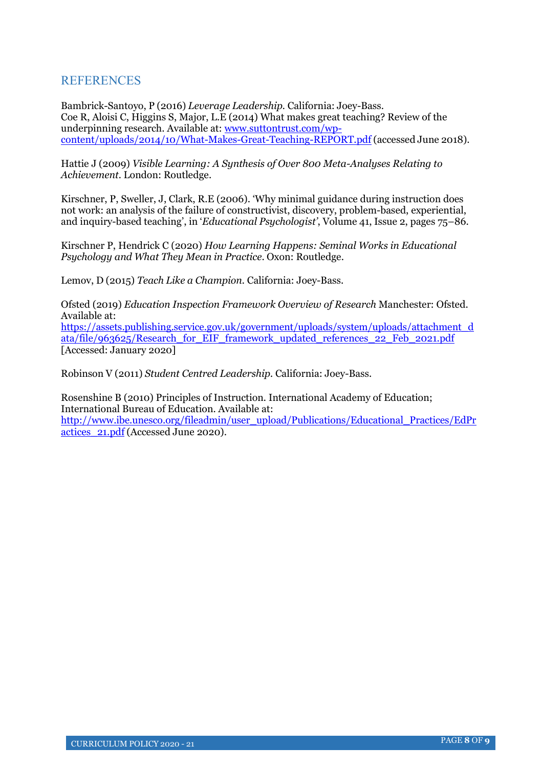## REFERENCES

Bambrick-Santoyo, P (2016) *Leverage Leadership*. California: Joey-Bass.
Coe R, Aloisi C, Higgins S, Major, L.E (2014) What makes great teaching? Review of the underpinning research. Available at: www.suttontrust.com/wp-content/uploads/2014/10/What-Makes-Great-Teaching-REPORT.pdf (accessed June 2018).

Hattie J (2009) *Visible Learning: A Synthesis of Over 800 Meta-Analyses Relating to Achievement*. London: Routledge.

Kirschner, P, Sweller, J, Clark, R.E (2006). 'Why minimal guidance during instruction does not work: an analysis of the failure of constructivist, discovery, problem-based, experiential, and inquiry-based teaching', in '*Educational Psychologist'*, Volume 41, Issue 2, pages 75–86.

Kirschner P, Hendrick C (2020) *How Learning Happens: Seminal Works in Educational Psychology and What They Mean in Practice*. Oxon: Routledge.

Lemov, D (2015) *Teach Like a Champion*. California: Joey-Bass.

Ofsted (2019) *Education Inspection Framework Overview of Research* Manchester: Ofsted. Available at:
https://assets.publishing.service.gov.uk/government/uploads/system/uploads/attachment_data/file/963625/Research_for_EIF_framework_updated_references_22_Feb_2021.pdf
[Accessed: January 2020]

Robinson V (2011) *Student Centred Leadership*. California: Joey-Bass.

Rosenshine B (2010) Principles of Instruction. International Academy of Education; International Bureau of Education. Available at:
http://www.ibe.unesco.org/fileadmin/user_upload/Publications/Educational_Practices/EdPractices_21.pdf (Accessed June 2020).